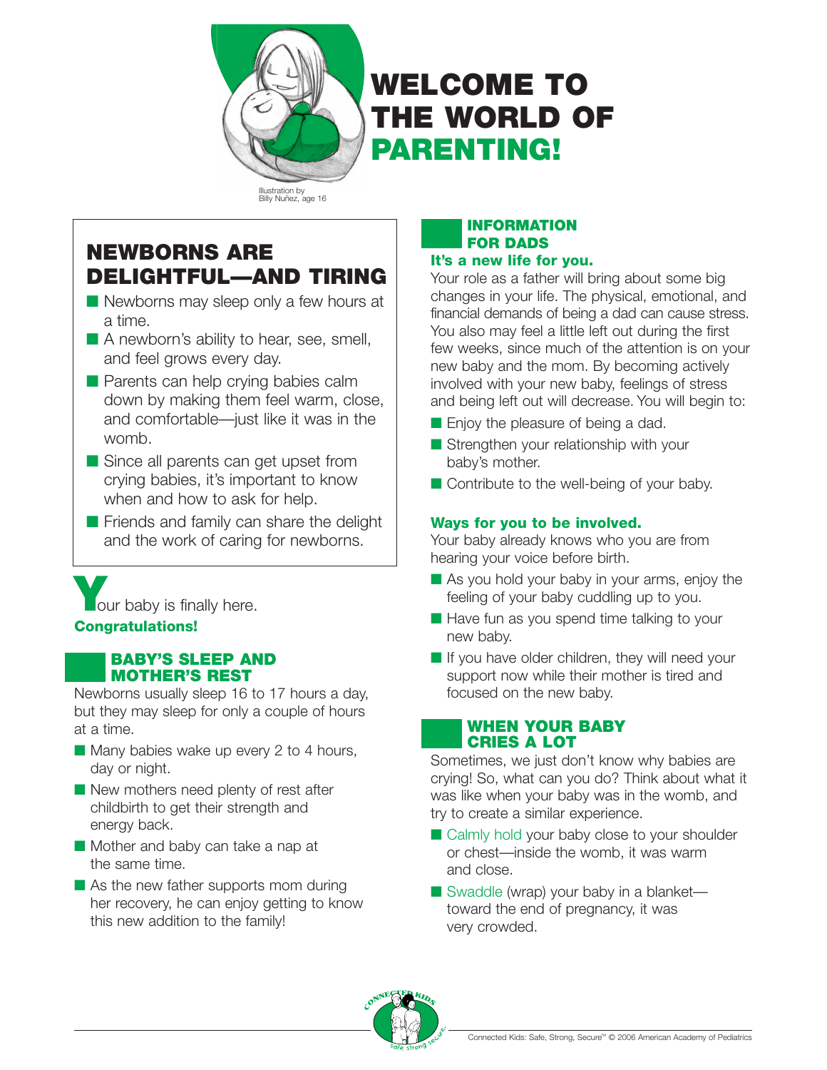# WELCOME TO THE WORLD OF PARENTING!

Illustration by Billy Nuñez, age 16

## NEWBORNS ARE DELIGHTFUL—AND TIRING

- Newborns may sleep only a few hours at a time.
- A newborn's ability to hear, see, smell, and feel grows every day.
- Parents can help crying babies calm down by making them feel warm, close, and comfortable—just like it was in the womb.
- Since all parents can get upset from crying babies, it's important to know when and how to ask for help.
- Friends and family can share the delight and the work of caring for newborns.

Your baby is finally here.

**Congratulations!**

## BABY'S SLEEP AND MOTHER'S REST

Newborns usually sleep 16 to 17 hours a day, but they may sleep for only a couple of hours at a time.

- Many babies wake up every 2 to 4 hours, day or night.
- New mothers need plenty of rest after childbirth to get their strength and energy back.
- Mother and baby can take a nap at the same time.
- As the new father supports mom during her recovery, he can enjoy getting to know this new addition to the family!

## INFORMATION FOR DADS

**It's a new life for you.**

Your role as a father will bring about some big changes in your life. The physical, emotional, and financial demands of being a dad can cause stress. You also may feel a little left out during the first few weeks, since much of the attention is on your new baby and the mom. By becoming actively involved with your new baby, feelings of stress and being left out will decrease. You will begin to:

- Enjoy the pleasure of being a dad.
- Strengthen your relationship with your baby's mother.
- Contribute to the well-being of your baby.

**Ways for you to be involved.**

Your baby already knows who you are from hearing your voice before birth.

- As you hold your baby in your arms, enjoy the feeling of your baby cuddling up to you.
- Have fun as you spend time talking to your new baby.
- If you have older children, they will need your support now while their mother is tired and focused on the new baby.

## WHEN YOUR BABY CRIES A LOT

Sometimes, we just don't know why babies are crying! So, what can you do? Think about what it was like when your baby was in the womb, and try to create a similar experience.

- Calmly hold your baby close to your shoulder or chest—inside the womb, it was warm and close.
- Swaddle (wrap) your baby in a blanket—toward the end of pregnancy, it was very crowded.

Connected Kids: Safe, Strong, Secure™ © 2006 American Academy of Pediatrics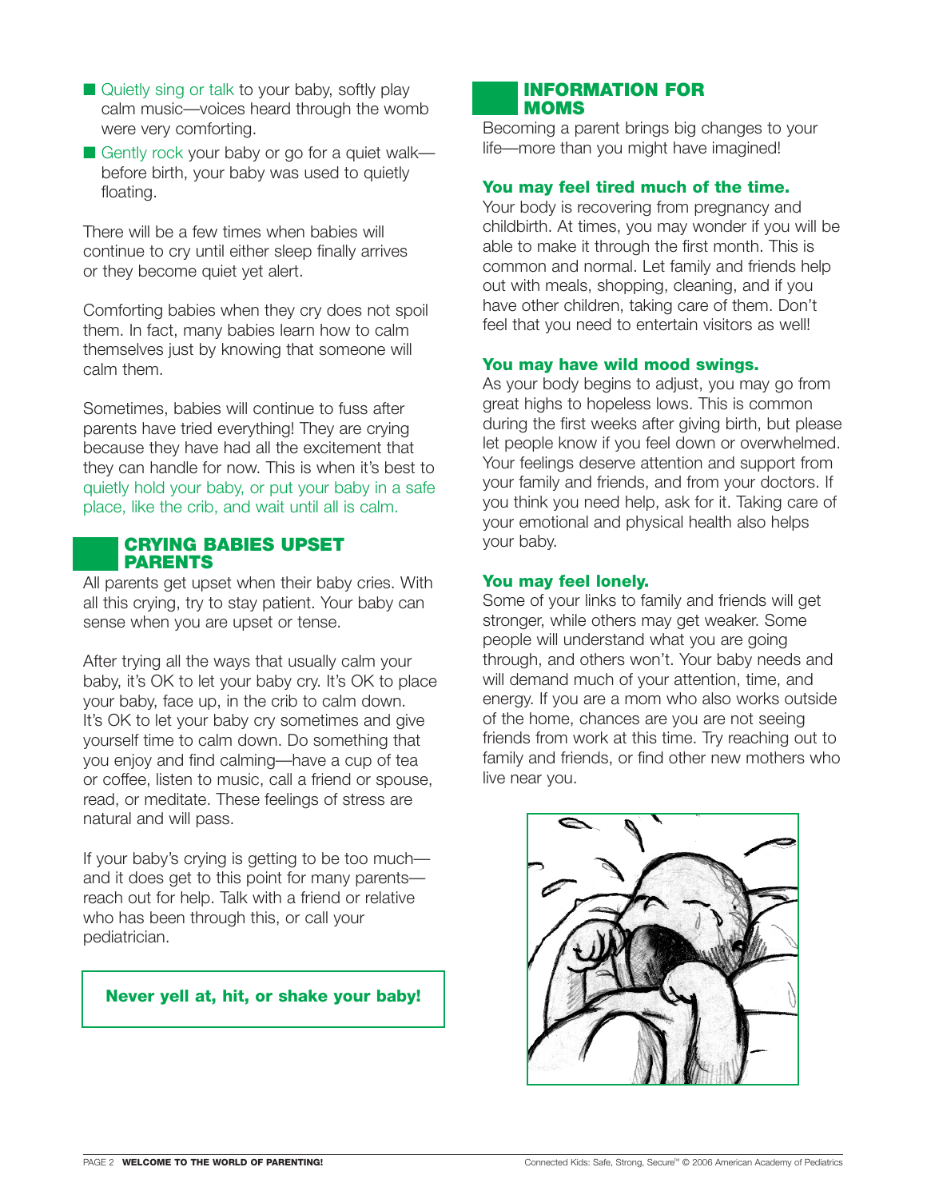- Quietly sing or talk to your baby, softly play calm music—voices heard through the womb were very comforting.
- Gently rock your baby or go for a quiet walk—before birth, your baby was used to quietly floating.

There will be a few times when babies will continue to cry until either sleep finally arrives or they become quiet yet alert.

Comforting babies when they cry does not spoil them. In fact, many babies learn how to calm themselves just by knowing that someone will calm them.

Sometimes, babies will continue to fuss after parents have tried everything! They are crying because they have had all the excitement that they can handle for now. This is when it's best to quietly hold your baby, or put your baby in a safe place, like the crib, and wait until all is calm.

## CRYING BABIES UPSET PARENTS

All parents get upset when their baby cries. With all this crying, try to stay patient. Your baby can sense when you are upset or tense.

After trying all the ways that usually calm your baby, it's OK to let your baby cry. It's OK to place your baby, face up, in the crib to calm down. It's OK to let your baby cry sometimes and give yourself time to calm down. Do something that you enjoy and find calming—have a cup of tea or coffee, listen to music, call a friend or spouse, read, or meditate. These feelings of stress are natural and will pass.

If your baby's crying is getting to be too much—and it does get to this point for many parents—reach out for help. Talk with a friend or relative who has been through this, or call your pediatrician.

**Never yell at, hit, or shake your baby!**

## INFORMATION FOR MOMS

Becoming a parent brings big changes to your life—more than you might have imagined!

**You may feel tired much of the time.**

Your body is recovering from pregnancy and childbirth. At times, you may wonder if you will be able to make it through the first month. This is common and normal. Let family and friends help out with meals, shopping, cleaning, and if you have other children, taking care of them. Don't feel that you need to entertain visitors as well!

**You may have wild mood swings.**

As your body begins to adjust, you may go from great highs to hopeless lows. This is common during the first weeks after giving birth, but please let people know if you feel down or overwhelmed. Your feelings deserve attention and support from your family and friends, and from your doctors. If you think you need help, ask for it. Taking care of your emotional and physical health also helps your baby.

**You may feel lonely.**

Some of your links to family and friends will get stronger, while others may get weaker. Some people will understand what you are going through, and others won't. Your baby needs and will demand much of your attention, time, and energy. If you are a mom who also works outside of the home, chances are you are not seeing friends from work at this time. Try reaching out to family and friends, or find other new mothers who live near you.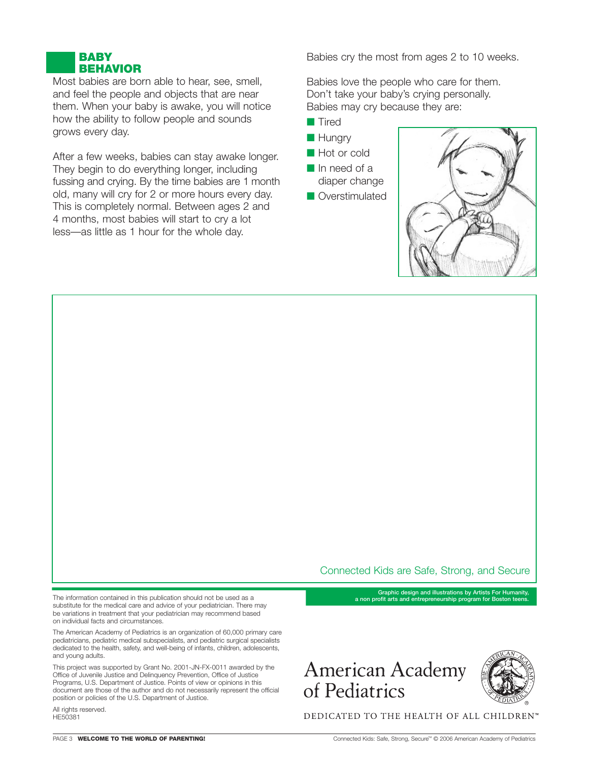## BABY BEHAVIOR

Most babies are born able to hear, see, smell, and feel the people and objects that are near them. When your baby is awake, you will notice how the ability to follow people and sounds grows every day.

After a few weeks, babies can stay awake longer. They begin to do everything longer, including fussing and crying. By the time babies are 1 month old, many will cry for 2 or more hours every day. This is completely normal. Between ages 2 and 4 months, most babies will start to cry a lot less—as little as 1 hour for the whole day.

Babies cry the most from ages 2 to 10 weeks.

Babies love the people who care for them. Don't take your baby's crying personally. Babies may cry because they are:

- Tired
- Hungry
- Hot or cold
- In need of a diaper change
- Overstimulated

Connected Kids are Safe, Strong, and Secure

The information contained in this publication should not be used as a substitute for the medical care and advice of your pediatrician. There may be variations in treatment that your pediatrician may recommend based on individual facts and circumstances.

The American Academy of Pediatrics is an organization of 60,000 primary care pediatricians, pediatric medical subspecialists, and pediatric surgical specialists dedicated to the health, safety, and well-being of infants, children, adolescents, and young adults.

This project was supported by Grant No. 2001-JN-FX-0011 awarded by the Office of Juvenile Justice and Delinquency Prevention, Office of Justice Programs, U.S. Department of Justice. Points of view or opinions in this document are those of the author and do not necessarily represent the official position or policies of the U.S. Department of Justice.

All rights reserved.
HE50381

**Graphic design and illustrations by Artists For Humanity, a non profit arts and entrepreneurship program for Boston teens.**

American Academy of Pediatrics

DEDICATED TO THE HEALTH OF ALL CHILDREN™